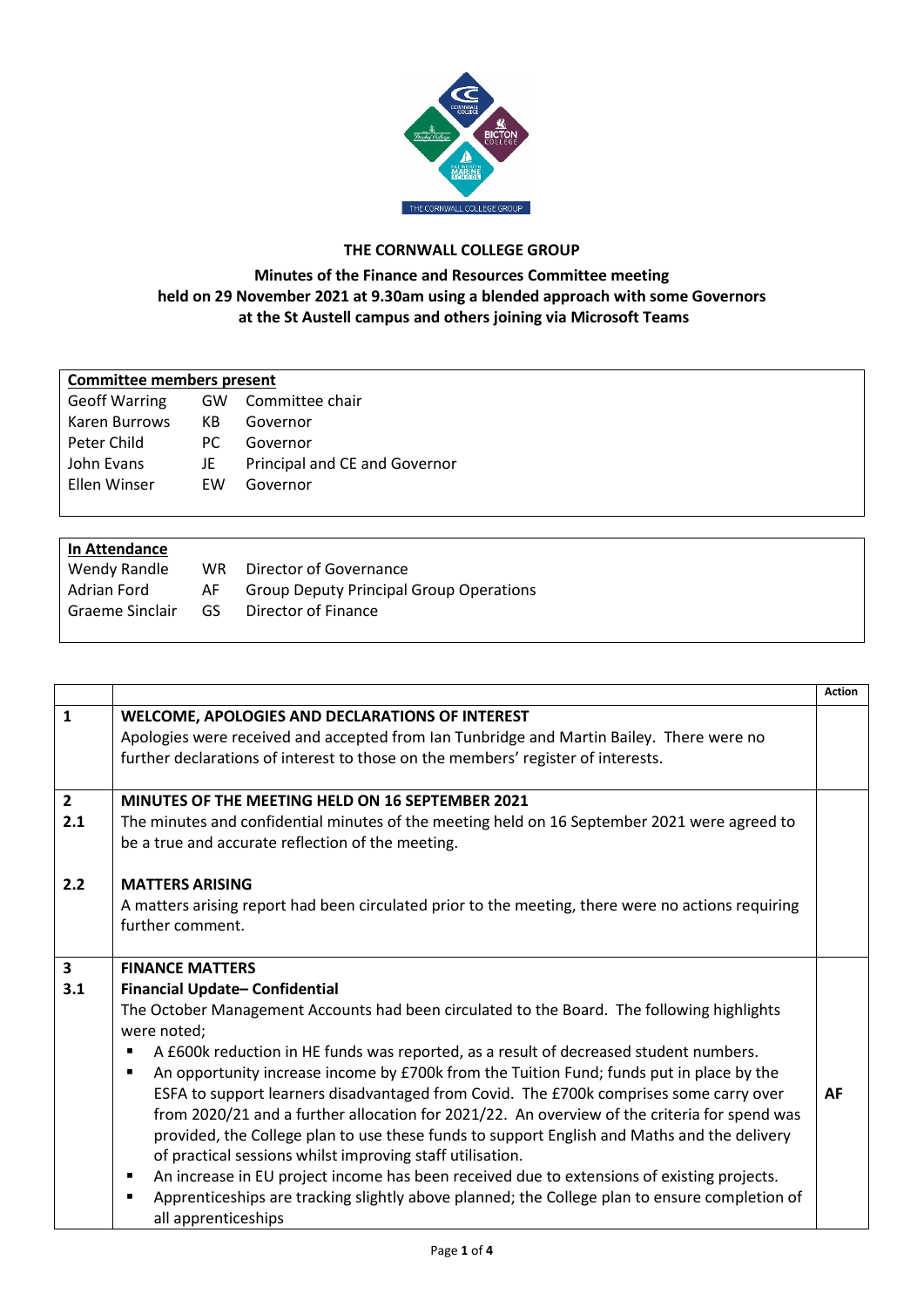# THE CORNWALL COLLEGE GROUP

## Minutes of the Finance and Resources Committee meeting held on 29 November 2021 at 9.30am using a blended approach with some Governors at the St Austell campus and others joining via Microsoft Teams

| **Committee members present** | | |
|---|---|---|
| Geoff Warring | GW | Committee chair |
| Karen Burrows | KB | Governor |
| Peter Child | PC | Governor |
| John Evans | JE | Principal and CE and Governor |
| Ellen Winser | EW | Governor |

| **In Attendance** | | |
|---|---|---|
| Wendy Randle | WR | Director of Governance |
| Adrian Ford | AF | Group Deputy Principal Group Operations |
| Graeme Sinclair | GS | Director of Finance |

| | | **Action** |
|---|---|---|
| **1** | **WELCOME, APOLOGIES AND DECLARATIONS OF INTEREST**<br>Apologies were received and accepted from Ian Tunbridge and Martin Bailey. There were no further declarations of interest to those on the members' register of interests. | |
| **2**<br>**2.1** | **MINUTES OF THE MEETING HELD ON 16 SEPTEMBER 2021**<br>The minutes and confidential minutes of the meeting held on 16 September 2021 were agreed to be a true and accurate reflection of the meeting. | |
| **2.2** | **MATTERS ARISING**<br>A matters arising report had been circulated prior to the meeting, there were no actions requiring further comment. | |
| **3**<br>**3.1** | **FINANCE MATTERS**<br>**Financial Update– Confidential**<br>The October Management Accounts had been circulated to the Board. The following highlights were noted;<br>▪ A £600k reduction in HE funds was reported, as a result of decreased student numbers.<br>▪ An opportunity increase income by £700k from the Tuition Fund; funds put in place by the ESFA to support learners disadvantaged from Covid. The £700k comprises some carry over from 2020/21 and a further allocation for 2021/22. An overview of the criteria for spend was provided, the College plan to use these funds to support English and Maths and the delivery of practical sessions whilst improving staff utilisation.<br>▪ An increase in EU project income has been received due to extensions of existing projects.<br>▪ Apprenticeships are tracking slightly above planned; the College plan to ensure completion of all apprenticeships | **AF** |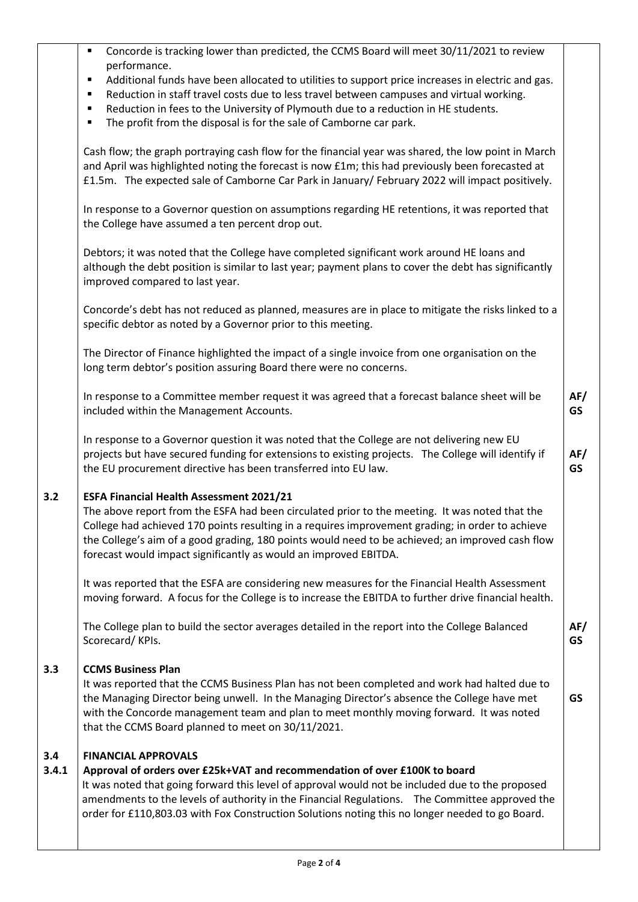| | | |
|---|---|---|
| | ▪ Concorde is tracking lower than predicted, the CCMS Board will meet 30/11/2021 to review performance.<br>▪ Additional funds have been allocated to utilities to support price increases in electric and gas.<br>▪ Reduction in staff travel costs due to less travel between campuses and virtual working.<br>▪ Reduction in fees to the University of Plymouth due to a reduction in HE students.<br>▪ The profit from the disposal is for the sale of Camborne car park.<br><br>Cash flow; the graph portraying cash flow for the financial year was shared, the low point in March and April was highlighted noting the forecast is now £1m; this had previously been forecasted at £1.5m. The expected sale of Camborne Car Park in January/ February 2022 will impact positively.<br><br>In response to a Governor question on assumptions regarding HE retentions, it was reported that the College have assumed a ten percent drop out.<br><br>Debtors; it was noted that the College have completed significant work around HE loans and although the debt position is similar to last year; payment plans to cover the debt has significantly improved compared to last year.<br><br>Concorde's debt has not reduced as planned, measures are in place to mitigate the risks linked to a specific debtor as noted by a Governor prior to this meeting.<br><br>The Director of Finance highlighted the impact of a single invoice from one organisation on the long term debtor's position assuring Board there were no concerns. | |
| | In response to a Committee member request it was agreed that a forecast balance sheet will be included within the Management Accounts. | AF/ GS |
| | In response to a Governor question it was noted that the College are not delivering new EU projects but have secured funding for extensions to existing projects. The College will identify if the EU procurement directive has been transferred into EU law. | AF/ GS |
| 3.2 | **ESFA Financial Health Assessment 2021/21**<br>The above report from the ESFA had been circulated prior to the meeting. It was noted that the College had achieved 170 points resulting in a requires improvement grading; in order to achieve the College's aim of a good grading, 180 points would need to be achieved; an improved cash flow forecast would impact significantly as would an improved EBITDA.<br><br>It was reported that the ESFA are considering new measures for the Financial Health Assessment moving forward. A focus for the College is to increase the EBITDA to further drive financial health. | |
| | The College plan to build the sector averages detailed in the report into the College Balanced Scorecard/ KPIs. | AF/ GS |
| 3.3 | **CCMS Business Plan**<br>It was reported that the CCMS Business Plan has not been completed and work had halted due to the Managing Director being unwell. In the Managing Director's absence the College have met with the Concorde management team and plan to meet monthly moving forward. It was noted that the CCMS Board planned to meet on 30/11/2021. | GS |
| 3.4<br>3.4.1 | **FINANCIAL APPROVALS**<br>**Approval of orders over £25k+VAT and recommendation of over £100K to board**<br>It was noted that going forward this level of approval would not be included due to the proposed amendments to the levels of authority in the Financial Regulations. The Committee approved the order for £110,803.03 with Fox Construction Solutions noting this no longer needed to go Board. | |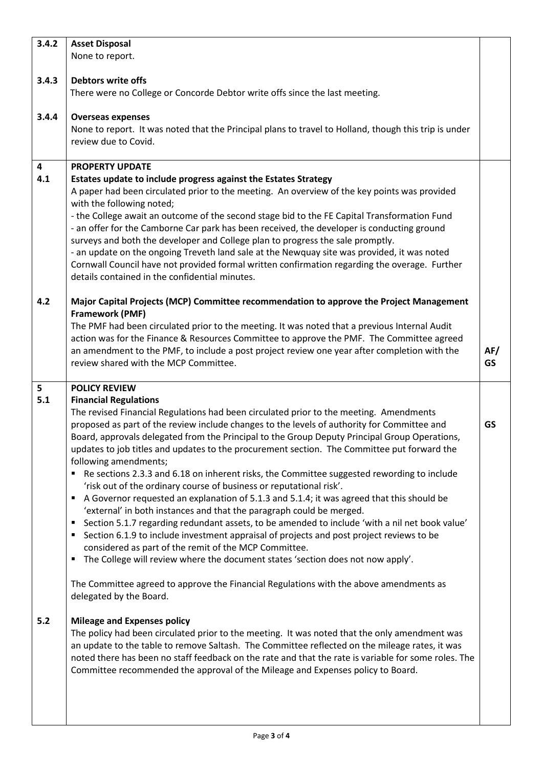| | | |
|---|---|---|
| 3.4.2 | **Asset Disposal**<br>None to report. | |
| 3.4.3 | **Debtors write offs**<br>There were no College or Concorde Debtor write offs since the last meeting. | |
| 3.4.4 | **Overseas expenses**<br>None to report. It was noted that the Principal plans to travel to Holland, though this trip is under review due to Covid. | |
| 4<br>4.1 | **PROPERTY UPDATE**<br>**Estates update to include progress against the Estates Strategy**<br>A paper had been circulated prior to the meeting. An overview of the key points was provided with the following noted;<br>- the College await an outcome of the second stage bid to the FE Capital Transformation Fund<br>- an offer for the Camborne Car park has been received, the developer is conducting ground surveys and both the developer and College plan to progress the sale promptly.<br>- an update on the ongoing Treveth land sale at the Newquay site was provided, it was noted Cornwall Council have not provided formal written confirmation regarding the overage. Further details contained in the confidential minutes. | |
| 4.2 | **Major Capital Projects (MCP) Committee recommendation to approve the Project Management Framework (PMF)**<br>The PMF had been circulated prior to the meeting. It was noted that a previous Internal Audit action was for the Finance & Resources Committee to approve the PMF. The Committee agreed an amendment to the PMF, to include a post project review one year after completion with the review shared with the MCP Committee. | AF/<br>GS |
| 5<br>5.1 | **POLICY REVIEW**<br>**Financial Regulations**<br>The revised Financial Regulations had been circulated prior to the meeting. Amendments proposed as part of the review include changes to the levels of authority for Committee and Board, approvals delegated from the Principal to the Group Deputy Principal Group Operations, updates to job titles and updates to the procurement section. The Committee put forward the following amendments;<br>- Re sections 2.3.3 and 6.18 on inherent risks, the Committee suggested rewording to include 'risk out of the ordinary course of business or reputational risk'.<br>- A Governor requested an explanation of 5.1.3 and 5.1.4; it was agreed that this should be 'external' in both instances and that the paragraph could be merged.<br>- Section 5.1.7 regarding redundant assets, to be amended to include 'with a nil net book value'<br>- Section 6.1.9 to include investment appraisal of projects and post project reviews to be considered as part of the remit of the MCP Committee.<br>- The College will review where the document states 'section does not now apply'.<br><br>The Committee agreed to approve the Financial Regulations with the above amendments as delegated by the Board. | GS |
| 5.2 | **Mileage and Expenses policy**<br>The policy had been circulated prior to the meeting. It was noted that the only amendment was an update to the table to remove Saltash. The Committee reflected on the mileage rates, it was noted there has been no staff feedback on the rate and that the rate is variable for some roles. The Committee recommended the approval of the Mileage and Expenses policy to Board. | |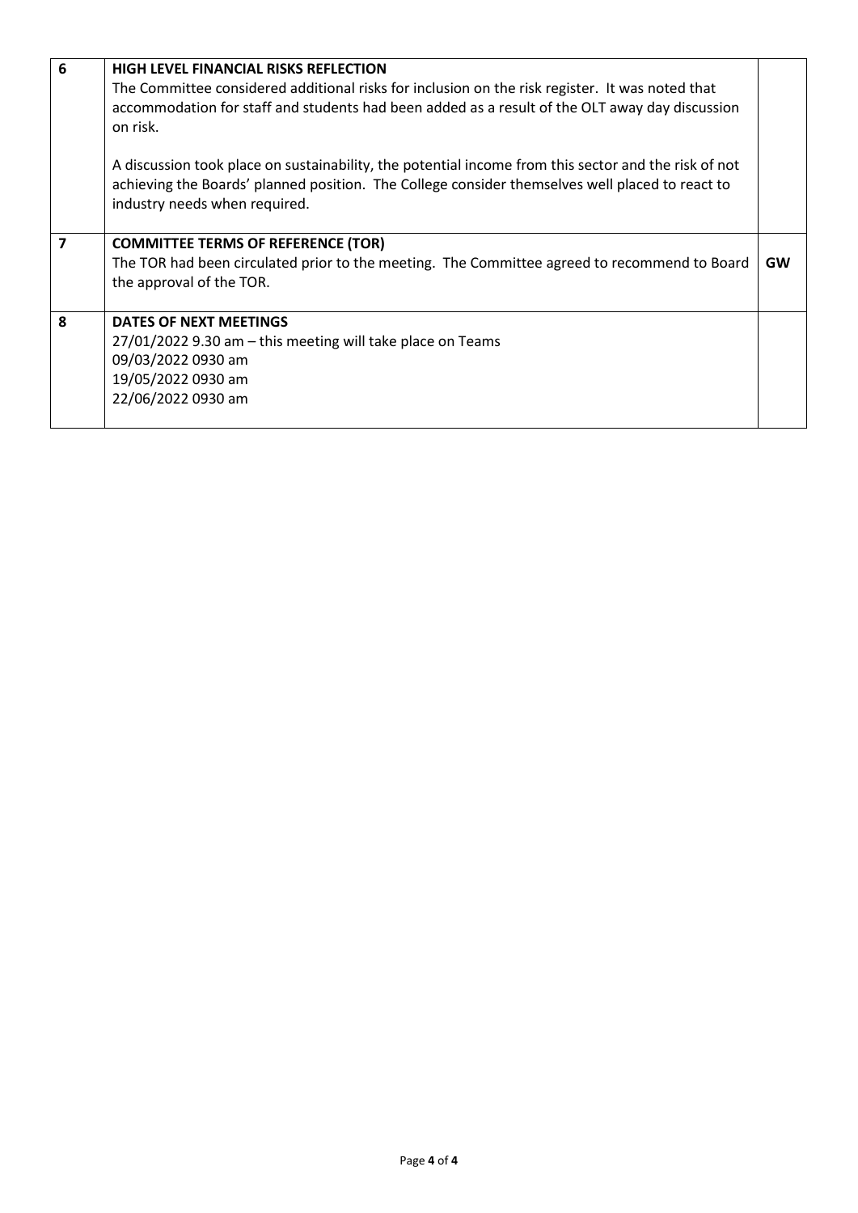| | | |
|---|---|---|
| 6 | **HIGH LEVEL FINANCIAL RISKS REFLECTION**<br>The Committee considered additional risks for inclusion on the risk register. It was noted that accommodation for staff and students had been added as a result of the OLT away day discussion on risk.<br><br>A discussion took place on sustainability, the potential income from this sector and the risk of not achieving the Boards' planned position. The College consider themselves well placed to react to industry needs when required. | |
| 7 | **COMMITTEE TERMS OF REFERENCE (TOR)**<br>The TOR had been circulated prior to the meeting. The Committee agreed to recommend to Board the approval of the TOR. | **GW** |
| 8 | **DATES OF NEXT MEETINGS**<br>27/01/2022 9.30 am – this meeting will take place on Teams<br>09/03/2022 0930 am<br>19/05/2022 0930 am<br>22/06/2022 0930 am | |